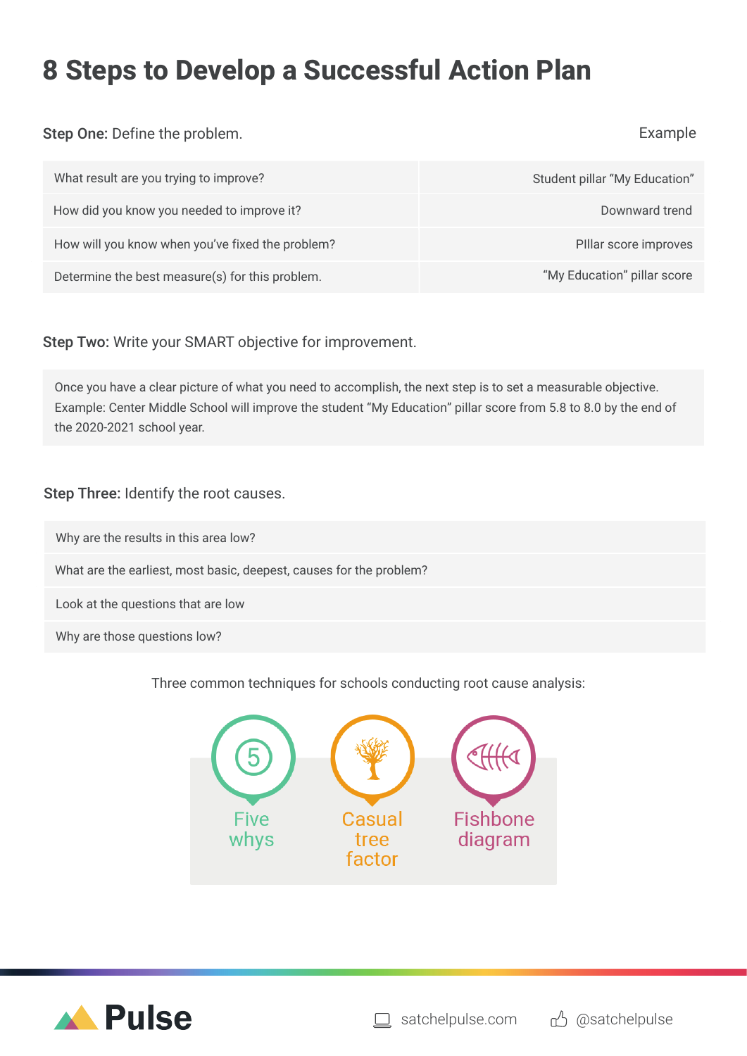# 8 Steps to Develop a Successful Action Plan

**Step One:** Define the problem.

| | Example |
|---|---|
| What result are you trying to improve? | Student pillar "My Education" |
| How did you know you needed to improve it? | Downward trend |
| How will you know when you've fixed the problem? | PIllar score improves |
| Determine the best measure(s) for this problem. | "My Education" pillar score |

**Step Two:** Write your SMART objective for improvement.

Once you have a clear picture of what you need to accomplish, the next step is to set a measurable objective. Example: Center Middle School will improve the student "My Education" pillar score from 5.8 to 8.0 by the end of the 2020-2021 school year.

**Step Three:** Identify the root causes.

- Why are the results in this area low?
- What are the earliest, most basic, deepest, causes for the problem?
- Look at the questions that are low
- Why are those questions low?

Three common techniques for schools conducting root cause analysis:

- Five whys
- Casual tree factor
- Fishbone diagram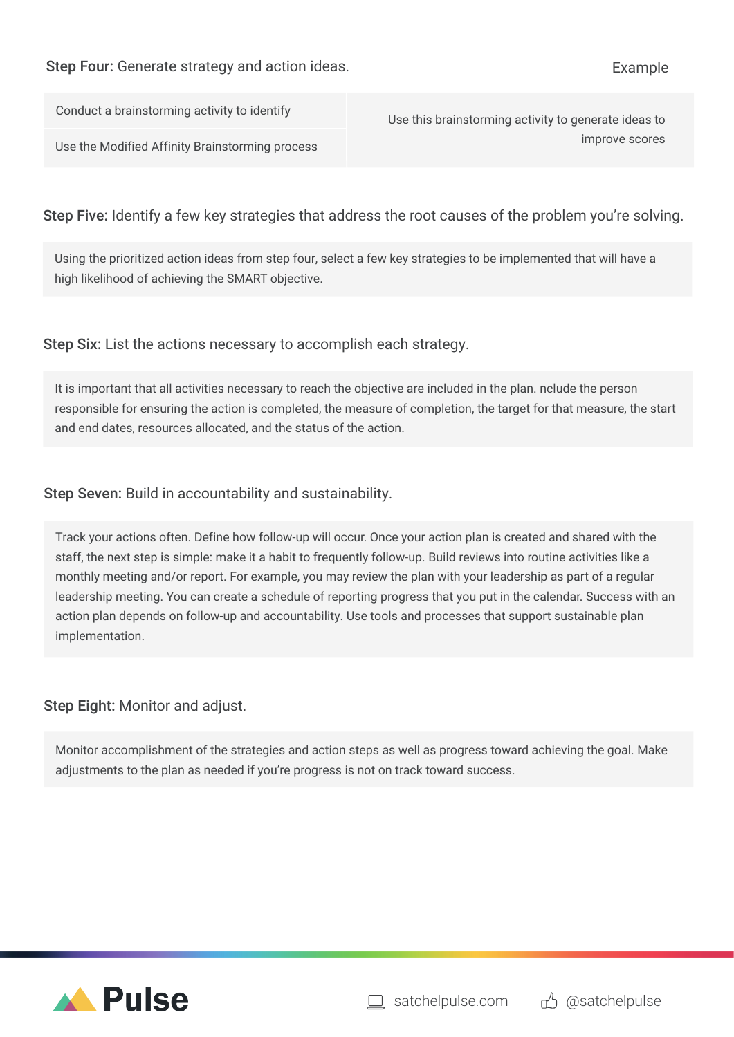**Step Four:** Generate strategy and action ideas.

| | Example |
|---|---|
| Conduct a brainstorming activity to identify<br>Use the Modified Affinity Brainstorming process | Use this brainstorming activity to generate ideas to improve scores |

**Step Five:** Identify a few key strategies that address the root causes of the problem you're solving.

Using the prioritized action ideas from step four, select a few key strategies to be implemented that will have a high likelihood of achieving the SMART objective.

**Step Six:** List the actions necessary to accomplish each strategy.

It is important that all activities necessary to reach the objective are included in the plan. nclude the person responsible for ensuring the action is completed, the measure of completion, the target for that measure, the start and end dates, resources allocated, and the status of the action.

**Step Seven:** Build in accountability and sustainability.

Track your actions often. Define how follow-up will occur. Once your action plan is created and shared with the staff, the next step is simple: make it a habit to frequently follow-up. Build reviews into routine activities like a monthly meeting and/or report. For example, you may review the plan with your leadership as part of a regular leadership meeting. You can create a schedule of reporting progress that you put in the calendar. Success with an action plan depends on follow-up and accountability. Use tools and processes that support sustainable plan implementation.

**Step Eight:** Monitor and adjust.

Monitor accomplishment of the strategies and action steps as well as progress toward achieving the goal. Make adjustments to the plan as needed if you're progress is not on track toward success.

Pulse

satchelpulse.com

@satchelpulse